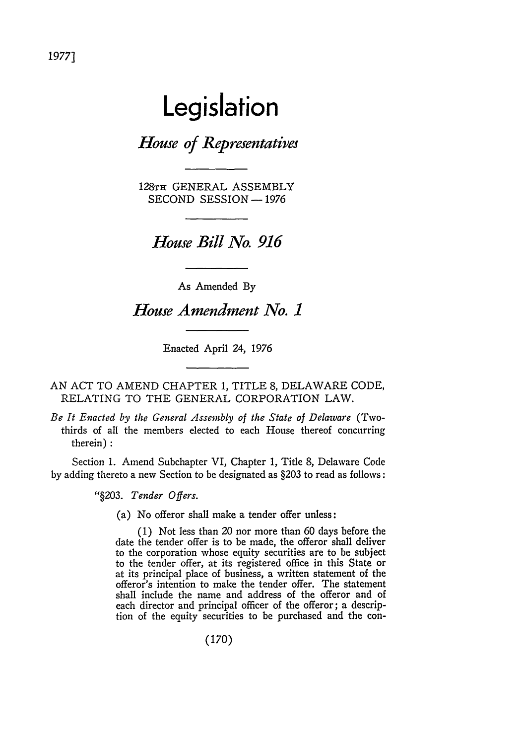# Legislation

## *House of Representatives*

128TH GENERAL ASSEMBLY
SECOND SESSION — 1976

## *House Bill No. 916*

As Amended By

## *House Amendment No. 1*

Enacted April 24, 1976

AN ACT TO AMEND CHAPTER 1, TITLE 8, DELAWARE CODE, RELATING TO THE GENERAL CORPORATION LAW.

*Be It Enacted by the General Assembly of the State of Delaware* (Two-thirds of all the members elected to each House thereof concurring therein):

Section 1. Amend Subchapter VI, Chapter 1, Title 8, Delaware Code by adding thereto a new Section to be designated as §203 to read as follows:

"§203. *Tender Offers.*

(a) No offeror shall make a tender offer unless:

(1) Not less than 20 nor more than 60 days before the date the tender offer is to be made, the offeror shall deliver to the corporation whose equity securities are to be subject to the tender offer, at its registered office in this State or at its principal place of business, a written statement of the offeror's intention to make the tender offer. The statement shall include the name and address of the offeror and of each director and principal officer of the offeror; a description of the equity securities to be purchased and the con-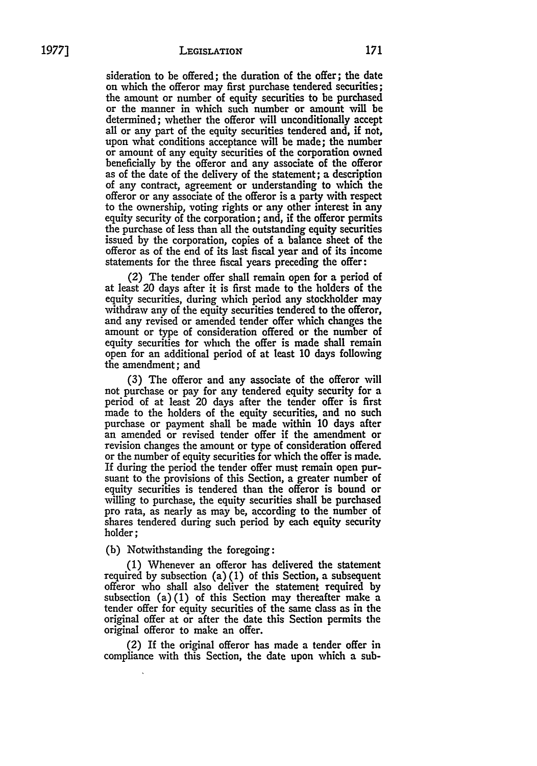sideration to be offered; the duration of the offer; the date on which the offeror may first purchase tendered securities; the amount or number of equity securities to be purchased or the manner in which such number or amount will be determined; whether the offeror will unconditionally accept all or any part of the equity securities tendered and, if not, upon what conditions acceptance will be made; the number or amount of any equity securities of the corporation owned beneficially by the offeror and any associate of the offeror as of the date of the delivery of the statement; a description of any contract, agreement or understanding to which the offeror or any associate of the offeror is a party with respect to the ownership, voting rights or any other interest in any equity security of the corporation; and, if the offeror permits the purchase of less than all the outstanding equity securities issued by the corporation, copies of a balance sheet of the offeror as of the end of its last fiscal year and of its income statements for the three fiscal years preceding the offer:

(2) The tender offer shall remain open for a period of at least 20 days after it is first made to the holders of the equity securities, during which period any stockholder may withdraw any of the equity securities tendered to the offeror, and any revised or amended tender offer which changes the amount or type of consideration offered or the number of equity securities for which the offer is made shall remain open for an additional period of at least 10 days following the amendment; and

(3) The offeror and any associate of the offeror will not purchase or pay for any tendered equity security for a period of at least 20 days after the tender offer is first made to the holders of the equity securities, and no such purchase or payment shall be made within 10 days after an amended or revised tender offer if the amendment or revision changes the amount or type of consideration offered or the number of equity securities for which the offer is made. If during the period the tender offer must remain open pursuant to the provisions of this Section, a greater number of equity securities is tendered than the offeror is bound or willing to purchase, the equity securities shall be purchased pro rata, as nearly as may be, according to the number of shares tendered during such period by each equity security holder;

(b) Notwithstanding the foregoing:

(1) Whenever an offeror has delivered the statement required by subsection (a)(1) of this Section, a subsequent offeror who shall also deliver the statement required by subsection (a)(1) of this Section may thereafter make a tender offer for equity securities of the same class as in the original offer at or after the date this Section permits the original offeror to make an offer.

(2) If the original offeror has made a tender offer in compliance with this Section, the date upon which a sub-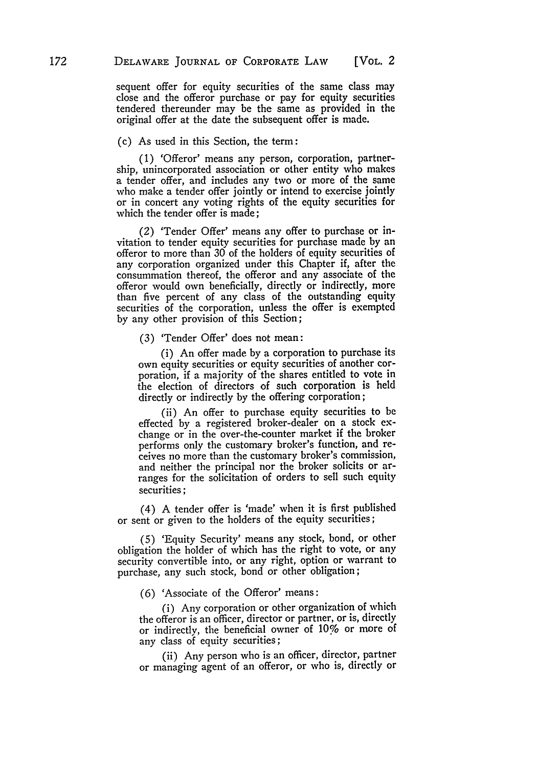sequent offer for equity securities of the same class may close and the offeror purchase or pay for equity securities tendered thereunder may be the same as provided in the original offer at the date the subsequent offer is made.

(c) As used in this Section, the term:

(1) 'Offeror' means any person, corporation, partnership, unincorporated association or other entity who makes a tender offer, and includes any two or more of the same who make a tender offer jointly or intend to exercise jointly or in concert any voting rights of the equity securities for which the tender offer is made;

(2) 'Tender Offer' means any offer to purchase or invitation to tender equity securities for purchase made by an offeror to more than 30 of the holders of equity securities of any corporation organized under this Chapter if, after the consummation thereof, the offeror and any associate of the offeror would own beneficially, directly or indirectly, more than five percent of any class of the outstanding equity securities of the corporation, unless the offer is exempted by any other provision of this Section;

(3) 'Tender Offer' does not mean:

(i) An offer made by a corporation to purchase its own equity securities or equity securities of another corporation, if a majority of the shares entitled to vote in the election of directors of such corporation is held directly or indirectly by the offering corporation;

(ii) An offer to purchase equity securities to be effected by a registered broker-dealer on a stock exchange or in the over-the-counter market if the broker performs only the customary broker's function, and receives no more than the customary broker's commission, and neither the principal nor the broker solicits or arranges for the solicitation of orders to sell such equity securities;

(4) A tender offer is 'made' when it is first published or sent or given to the holders of the equity securities;

(5) 'Equity Security' means any stock, bond, or other obligation the holder of which has the right to vote, or any security convertible into, or any right, option or warrant to purchase, any such stock, bond or other obligation;

(6) 'Associate of the Offeror' means:

(i) Any corporation or other organization of which the offeror is an officer, director or partner, or is, directly or indirectly, the beneficial owner of 10% or more of any class of equity securities;

(ii) Any person who is an officer, director, partner or managing agent of an offeror, or who is, directly or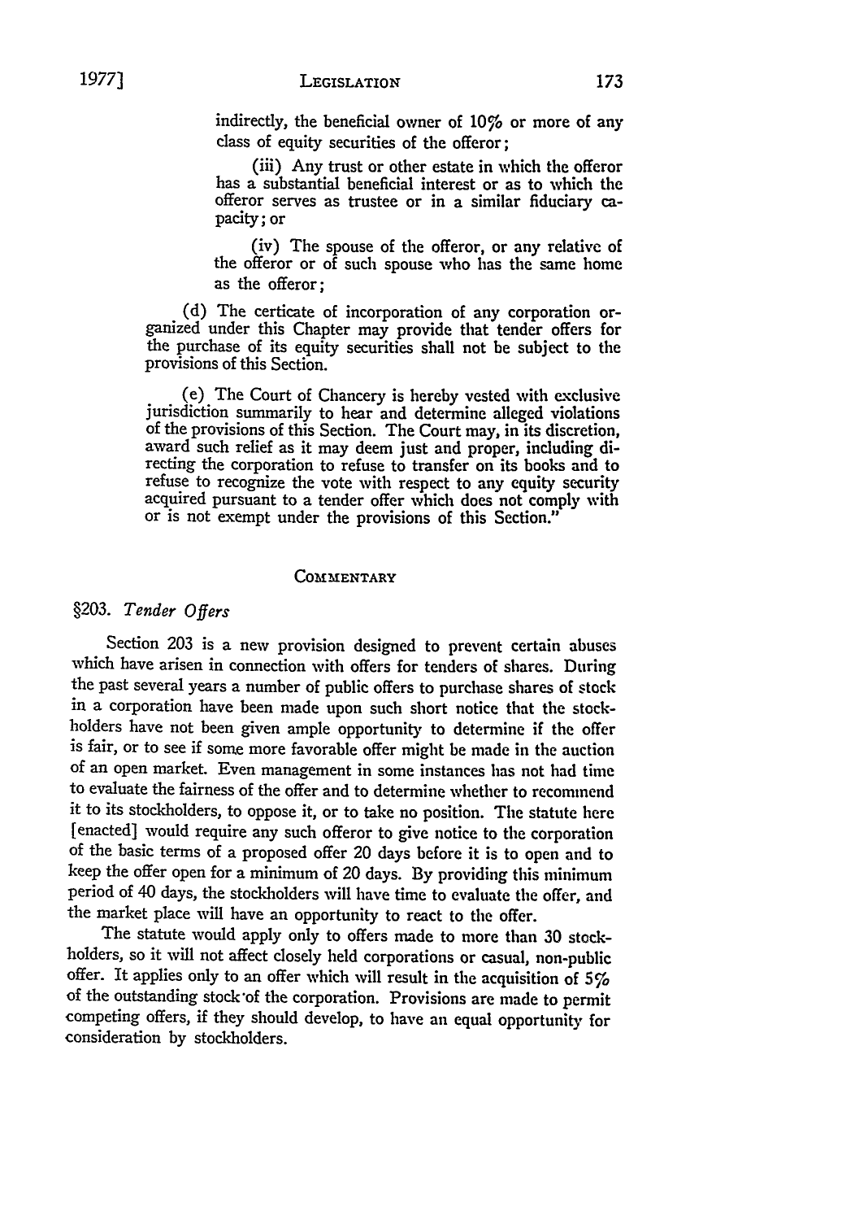indirectly, the beneficial owner of 10% or more of any class of equity securities of the offeror;

(iii) Any trust or other estate in which the offeror has a substantial beneficial interest or as to which the offeror serves as trustee or in a similar fiduciary capacity; or

(iv) The spouse of the offeror, or any relative of the offeror or of such spouse who has the same home as the offeror;

(d) The certicate of incorporation of any corporation organized under this Chapter may provide that tender offers for the purchase of its equity securities shall not be subject to the provisions of this Section.

(e) The Court of Chancery is hereby vested with exclusive jurisdiction summarily to hear and determine alleged violations of the provisions of this Section. The Court may, in its discretion, award such relief as it may deem just and proper, including directing the corporation to refuse to transfer on its books and to refuse to recognize the vote with respect to any equity security acquired pursuant to a tender offer which does not comply with or is not exempt under the provisions of this Section."

## COMMENTARY

### §203. *Tender Offers*

Section 203 is a new provision designed to prevent certain abuses which have arisen in connection with offers for tenders of shares. During the past several years a number of public offers to purchase shares of stock in a corporation have been made upon such short notice that the stockholders have not been given ample opportunity to determine if the offer is fair, or to see if some more favorable offer might be made in the auction of an open market. Even management in some instances has not had time to evaluate the fairness of the offer and to determine whether to recommend it to its stockholders, to oppose it, or to take no position. The statute here [enacted] would require any such offeror to give notice to the corporation of the basic terms of a proposed offer 20 days before it is to open and to keep the offer open for a minimum of 20 days. By providing this minimum period of 40 days, the stockholders will have time to evaluate the offer, and the market place will have an opportunity to react to the offer.

The statute would apply only to offers made to more than 30 stockholders, so it will not affect closely held corporations or casual, non-public offer. It applies only to an offer which will result in the acquisition of 5% of the outstanding stock of the corporation. Provisions are made to permit competing offers, if they should develop, to have an equal opportunity for consideration by stockholders.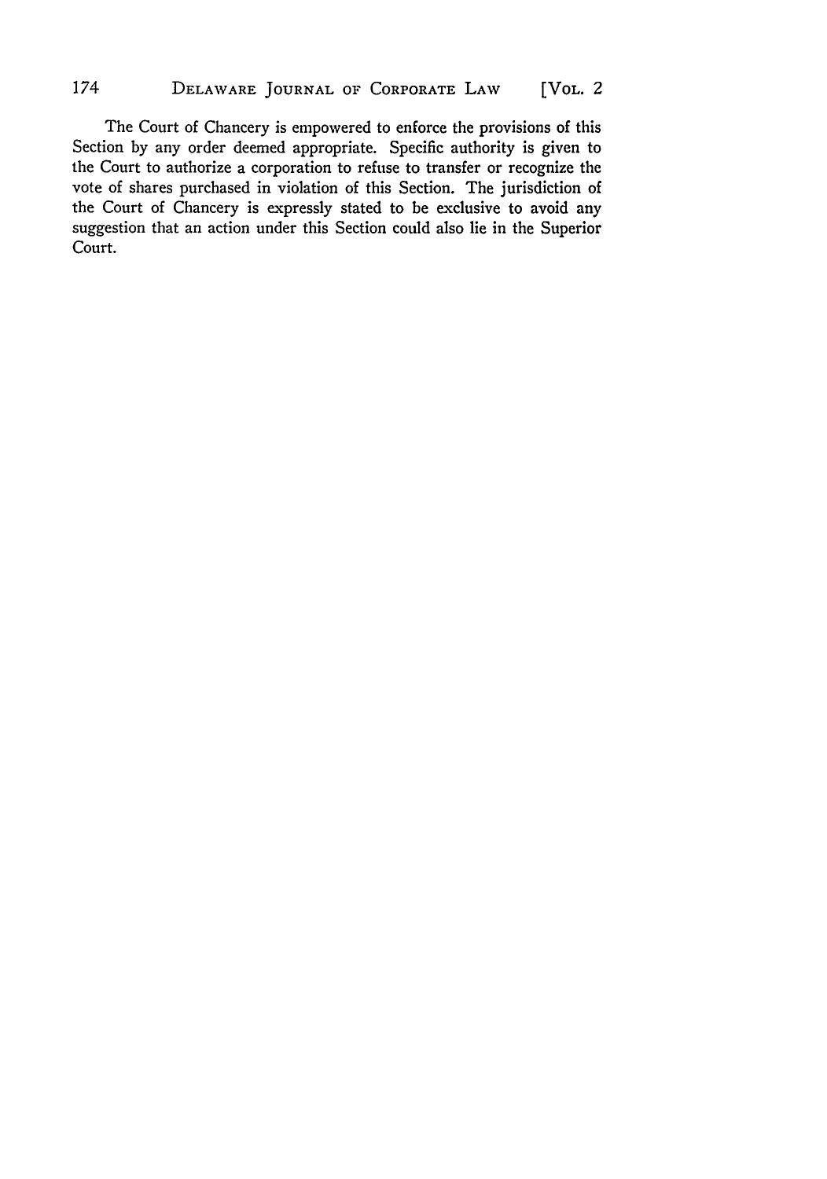The Court of Chancery is empowered to enforce the provisions of this Section by any order deemed appropriate. Specific authority is given to the Court to authorize a corporation to refuse to transfer or recognize the vote of shares purchased in violation of this Section. The jurisdiction of the Court of Chancery is expressly stated to be exclusive to avoid any suggestion that an action under this Section could also lie in the Superior Court.